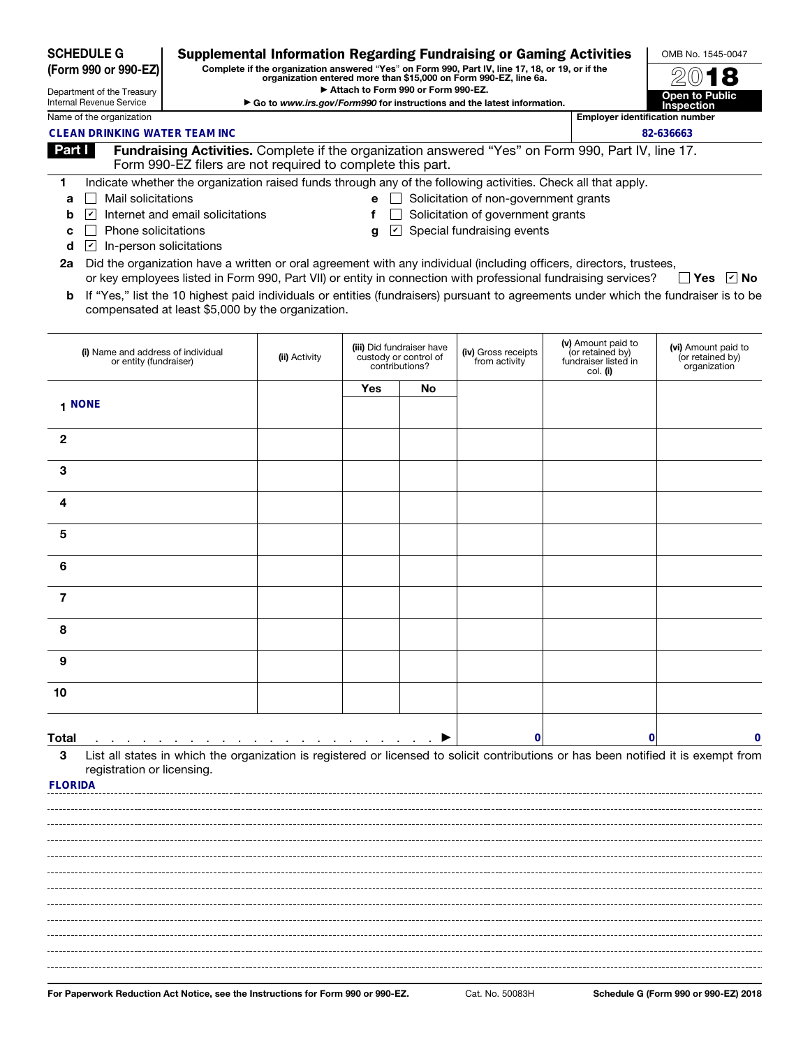**SCHEDULE G**
**(Form 990 or 990-EZ)**

Department of the Treasury
Internal Revenue Service

# Supplemental Information Regarding Fundraising or Gaming Activities

**Complete if the organization answered "Yes" on Form 990, Part IV, line 17, 18, or 19, or if the organization entered more than $15,000 on Form 990-EZ, line 6a.**
**▶ Attach to Form 990 or Form 990-EZ.**
**▶ Go to *www.irs.gov/Form990* for instructions and the latest information.**

OMB No. 1545-0047
**2018**
**Open to Public Inspection**

Name of the organization: **CLEAN DRINKING WATER TEAM INC**
Employer identification number: **82-636663**

## Part I Fundraising Activities.
Complete if the organization answered "Yes" on Form 990, Part IV, line 17. Form 990-EZ filers are not required to complete this part.

**1** Indicate whether the organization raised funds through any of the following activities. Check all that apply.

- **a** ☐ Mail solicitations
- **b** ☑ Internet and email solicitations
- **c** ☐ Phone solicitations
- **d** ☑ In-person solicitations
- **e** ☐ Solicitation of non-government grants
- **f** ☐ Solicitation of government grants
- **g** ☑ Special fundraising events

**2a** Did the organization have a written or oral agreement with any individual (including officers, directors, trustees, or key employees listed in Form 990, Part VII) or entity in connection with professional fundraising services? ☐ Yes ☑ No

**b** If "Yes," list the 10 highest paid individuals or entities (fundraisers) pursuant to agreements under which the fundraiser is to be compensated at least $5,000 by the organization.

| (i) Name and address of individual or entity (fundraiser) | (ii) Activity | (iii) Did fundraiser have custody or control of contributions? | | (iv) Gross receipts from activity | (v) Amount paid to (or retained by) fundraiser listed in col. (i) | (vi) Amount paid to (or retained by) organization |
|---|---|---|---|---|---|---|
| | | Yes | No | | | |
| 1 NONE | | | | | | |
| 2 | | | | | | |
| 3 | | | | | | |
| 4 | | | | | | |
| 5 | | | | | | |
| 6 | | | | | | |
| 7 | | | | | | |
| 8 | | | | | | |
| 9 | | | | | | |
| 10 | | | | | | |
| **Total** ▶ | | | | 0 | 0 | 0 |

**3** List all states in which the organization is registered or licensed to solicit contributions or has been notified it is exempt from registration or licensing.

FLORIDA

**For Paperwork Reduction Act Notice, see the Instructions for Form 990 or 990-EZ.** Cat. No. 50083H **Schedule G (Form 990 or 990-EZ) 2018**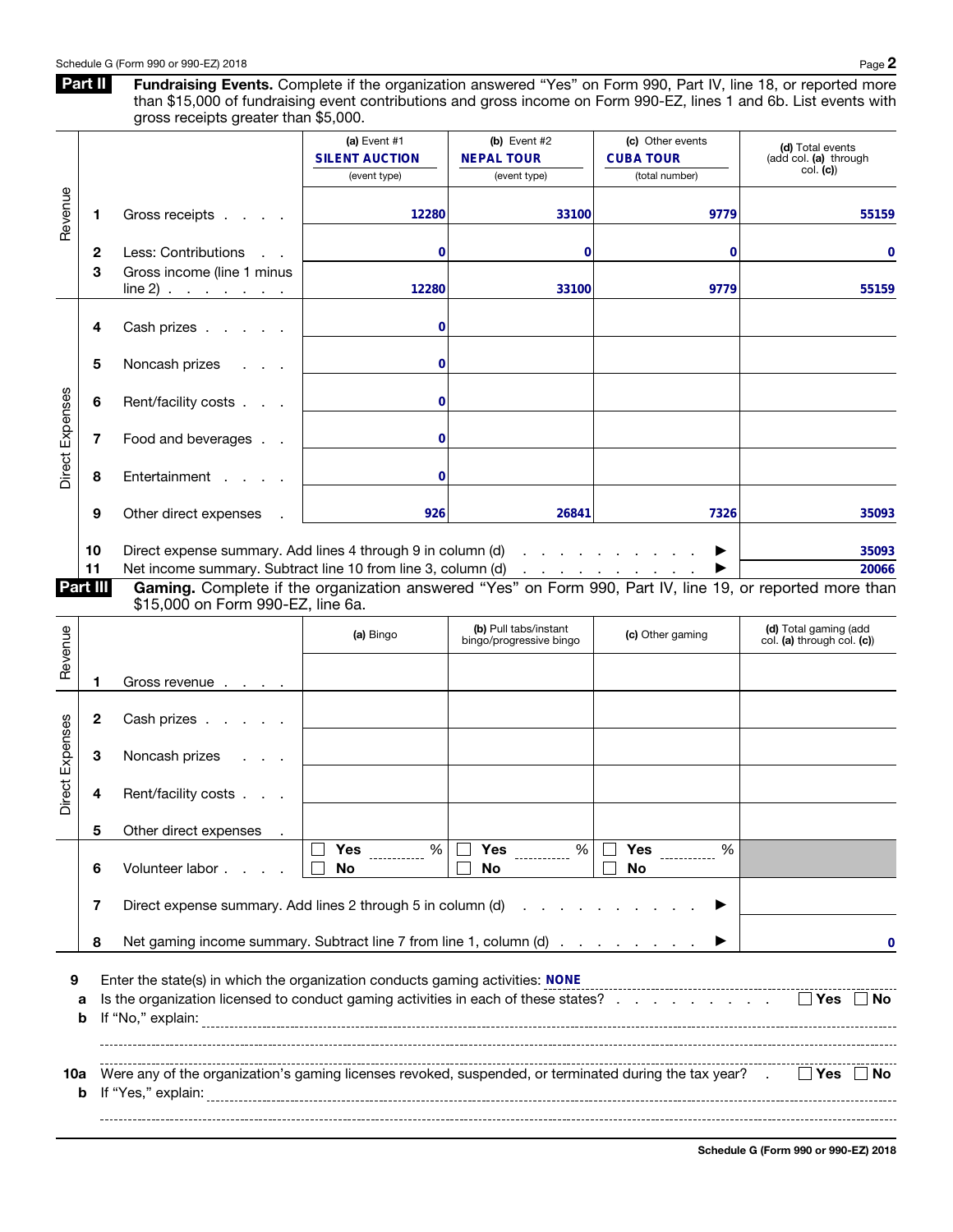## Part II Fundraising Events.

Complete if the organization answered "Yes" on Form 990, Part IV, line 18, or reported more than $15,000 of fundraising event contributions and gross income on Form 990-EZ, lines 1 and 6b. List events with gross receipts greater than $5,000.

| | | (a) Event #1 SILENT AUCTION (event type) | (b) Event #2 NEPAL TOUR (event type) | (c) Other events CUBA TOUR (total number) | (d) Total events (add col. (a) through col. (c)) |
|---|---|---|---|---|---|
| Revenue | 1 Gross receipts | 12280 | 33100 | 9779 | 55159 |
| | 2 Less: Contributions | 0 | 0 | 0 | 0 |
| | 3 Gross income (line 1 minus line 2) | 12280 | 33100 | 9779 | 55159 |
| Direct Expenses | 4 Cash prizes | 0 | | | |
| | 5 Noncash prizes | 0 | | | |
| | 6 Rent/facility costs | 0 | | | |
| | 7 Food and beverages | 0 | | | |
| | 8 Entertainment | 0 | | | |
| | 9 Other direct expenses | 926 | 26841 | 7326 | 35093 |
| | 10 Direct expense summary. Add lines 4 through 9 in column (d) ▶ | | | | 35093 |
| | 11 Net income summary. Subtract line 10 from line 3, column (d) ▶ | | | | 20066 |

## Part III Gaming.

Complete if the organization answered "Yes" on Form 990, Part IV, line 19, or reported more than $15,000 on Form 990-EZ, line 6a.

| | | (a) Bingo | (b) Pull tabs/instant bingo/progressive bingo | (c) Other gaming | (d) Total gaming (add col. (a) through col. (c)) |
|---|---|---|---|---|---|
| Revenue | 1 Gross revenue | | | | |
| Direct Expenses | 2 Cash prizes | | | | |
| | 3 Noncash prizes | | | | |
| | 4 Rent/facility costs | | | | |
| | 5 Other direct expenses | | | | |
| | 6 Volunteer labor | ☐ Yes _____ % ☐ No | ☐ Yes _____ % ☐ No | ☐ Yes _____ % ☐ No | |
| | 7 Direct expense summary. Add lines 2 through 5 in column (d) ▶ | | | | |
| | 8 Net gaming income summary. Subtract line 7 from line 1, column (d) ▶ | | | | 0 |

9 Enter the state(s) in which the organization conducts gaming activities: NONE

a Is the organization licensed to conduct gaming activities in each of these states? ☐ Yes ☐ No

b If "No," explain:

10a Were any of the organization's gaming licenses revoked, suspended, or terminated during the tax year? ☐ Yes ☐ No

b If "Yes," explain: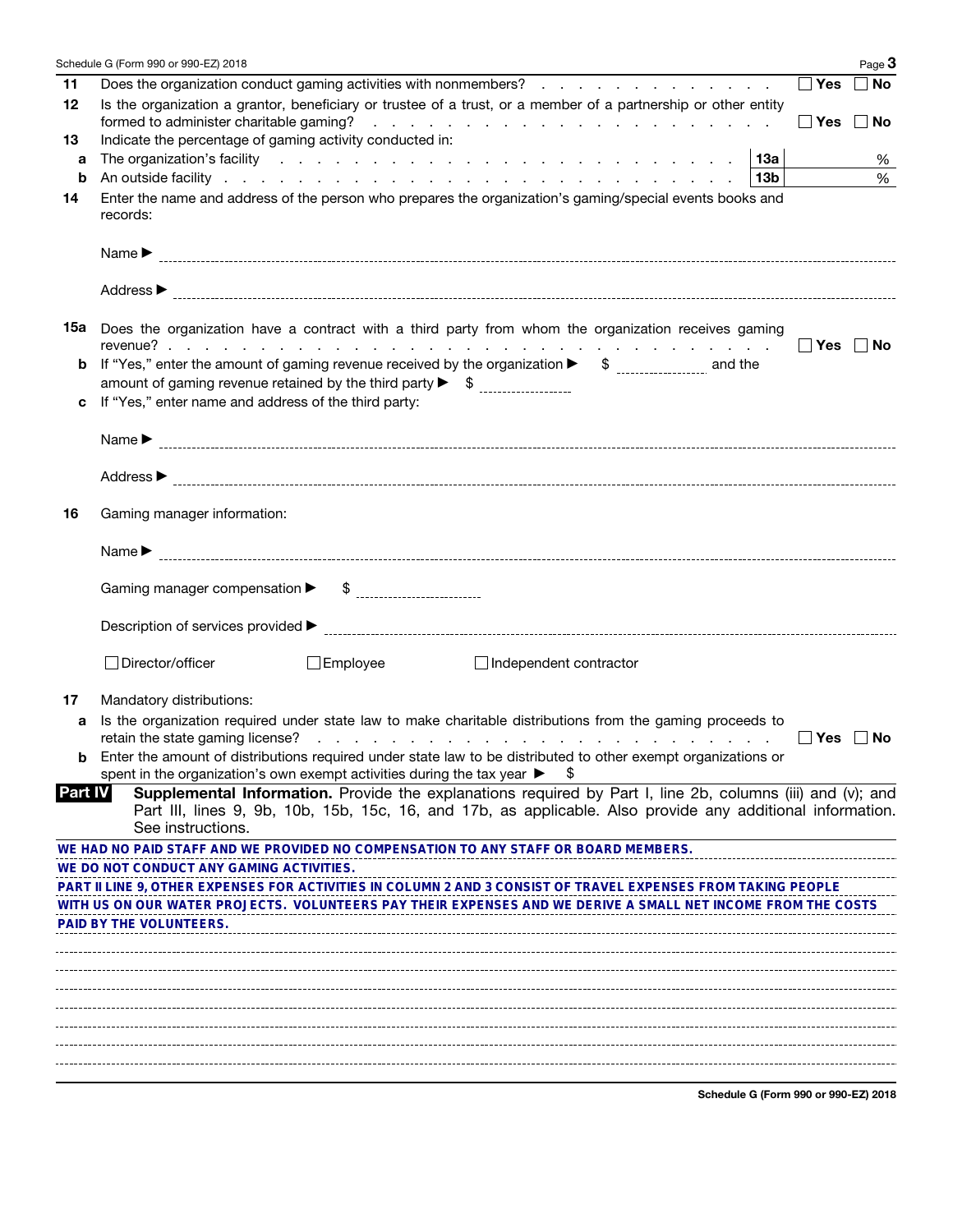| | | | |
|---|---|---|---|
| **11** | Does the organization conduct gaming activities with nonmembers? | | ☐ **Yes** ☐ **No** |
| **12** | Is the organization a grantor, beneficiary or trustee of a trust, or a member of a partnership or other entity formed to administer charitable gaming? | | ☐ **Yes** ☐ **No** |
| **13** | Indicate the percentage of gaming activity conducted in: | | |
| **a** | The organization's facility | **13a** | % |
| **b** | An outside facility | **13b** | % |

**14** Enter the name and address of the person who prepares the organization's gaming/special events books and records:

Name ▶

Address ▶

**15a** Does the organization have a contract with a third party from whom the organization receives gaming revenue? ☐ **Yes** ☐ **No**

**b** If "Yes," enter the amount of gaming revenue received by the organization ▶ $ ______ and the amount of gaming revenue retained by the third party ▶ $ ______

**c** If "Yes," enter name and address of the third party:

Name ▶

Address ▶

**16** Gaming manager information:

Name ▶

Gaming manager compensation ▶ $

Description of services provided ▶

☐ Director/officer ☐ Employee ☐ Independent contractor

**17** Mandatory distributions:

**a** Is the organization required under state law to make charitable distributions from the gaming proceeds to retain the state gaming license? ☐ **Yes** ☐ **No**

**b** Enter the amount of distributions required under state law to be distributed to other exempt organizations or spent in the organization's own exempt activities during the tax year ▶ $

**Part IV** **Supplemental Information.** Provide the explanations required by Part I, line 2b, columns (iii) and (v); and Part III, lines 9, 9b, 10b, 15b, 15c, 16, and 17b, as applicable. Also provide any additional information. See instructions.

WE HAD NO PAID STAFF AND WE PROVIDED NO COMPENSATION TO ANY STAFF OR BOARD MEMBERS.

WE DO NOT CONDUCT ANY GAMING ACTIVITIES.

PART II LINE 9, OTHER EXPENSES FOR ACTIVITIES IN COLUMN 2 AND 3 CONSIST OF TRAVEL EXPENSES FROM TAKING PEOPLE WITH US ON OUR WATER PROJECTS. VOLUNTEERS PAY THEIR EXPENSES AND WE DERIVE A SMALL NET INCOME FROM THE COSTS PAID BY THE VOLUNTEERS.